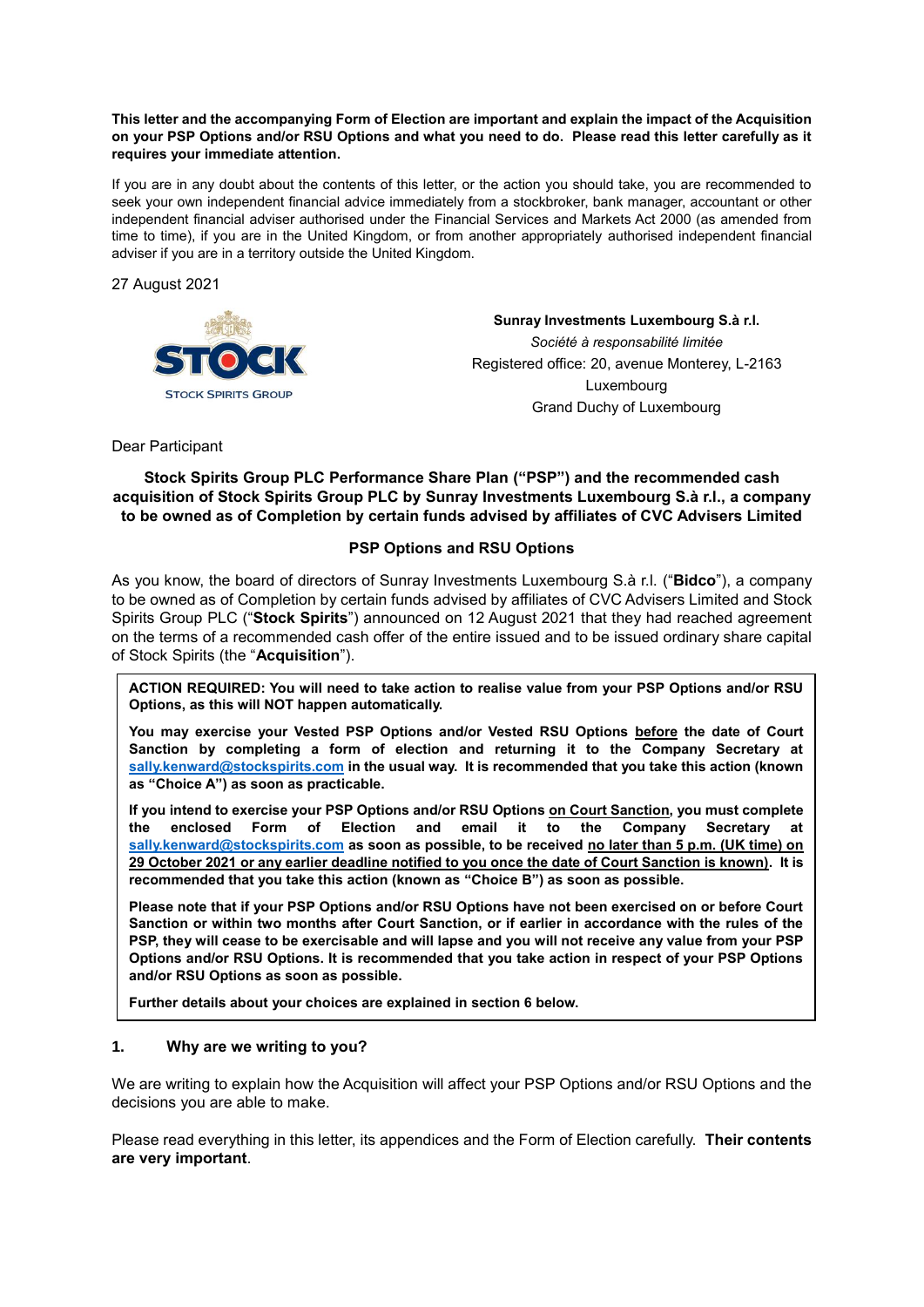**This letter and the accompanying Form of Election are important and explain the impact of the Acquisition on your PSP Options and/or RSU Options and what you need to do. Please read this letter carefully as it requires your immediate attention.**

If you are in any doubt about the contents of this letter, or the action you should take, you are recommended to seek your own independent financial advice immediately from a stockbroker, bank manager, accountant or other independent financial adviser authorised under the Financial Services and Markets Act 2000 (as amended from time to time), if you are in the United Kingdom, or from another appropriately authorised independent financial adviser if you are in a territory outside the United Kingdom.

27 August 2021

STOCK
STOCK SPIRITS GROUP

**Sunray Investments Luxembourg S.à r.l.**
*Société à responsabilité limitée*
Registered office: 20, avenue Monterey, L-2163
Luxembourg
Grand Duchy of Luxembourg

Dear Participant

**Stock Spirits Group PLC Performance Share Plan ("PSP") and the recommended cash acquisition of Stock Spirits Group PLC by Sunray Investments Luxembourg S.à r.l., a company to be owned as of Completion by certain funds advised by affiliates of CVC Advisers Limited**

**PSP Options and RSU Options**

As you know, the board of directors of Sunray Investments Luxembourg S.à r.l. ("**Bidco**"), a company to be owned as of Completion by certain funds advised by affiliates of CVC Advisers Limited and Stock Spirits Group PLC ("**Stock Spirits**") announced on 12 August 2021 that they had reached agreement on the terms of a recommended cash offer of the entire issued and to be issued ordinary share capital of Stock Spirits (the "**Acquisition**").

> **ACTION REQUIRED: You will need to take action to realise value from your PSP Options and/or RSU Options, as this will NOT happen automatically.**
>
> **You may exercise your Vested PSP Options and/or Vested RSU Options <u>before</u> the date of Court Sanction by completing a form of election and returning it to the Company Secretary at sally.kenward@stockspirits.com in the usual way. It is recommended that you take this action (known as "Choice A") as soon as practicable.**
>
> **If you intend to exercise your PSP Options and/or RSU Options <u>on Court Sanction</u>, you must complete the enclosed Form of Election and email it to the Company Secretary at sally.kenward@stockspirits.com as soon as possible, to be received <u>no later than 5 p.m. (UK time) on 29 October 2021 or any earlier deadline notified to you once the date of Court Sanction is known)</u>. It is recommended that you take this action (known as "Choice B") as soon as possible.**
>
> **Please note that if your PSP Options and/or RSU Options have not been exercised on or before Court Sanction or within two months after Court Sanction, or if earlier in accordance with the rules of the PSP, they will cease to be exercisable and will lapse and you will not receive any value from your PSP Options and/or RSU Options. It is recommended that you take action in respect of your PSP Options and/or RSU Options as soon as possible.**
>
> **Further details about your choices are explained in section 6 below.**

### 1. Why are we writing to you?

We are writing to explain how the Acquisition will affect your PSP Options and/or RSU Options and the decisions you are able to make.

Please read everything in this letter, its appendices and the Form of Election carefully. **Their contents are very important**.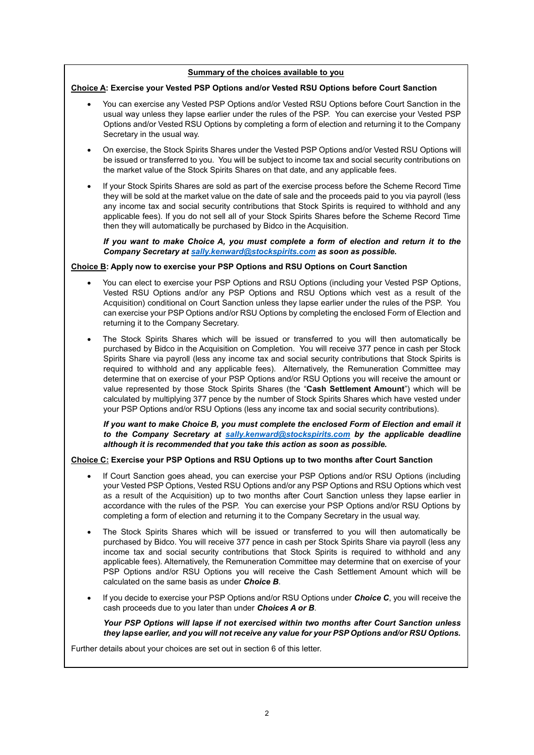**<u>Summary of the choices available to you</u>**

**<u>Choice A</u>: Exercise your Vested PSP Options and/or Vested RSU Options before Court Sanction**

- You can exercise any Vested PSP Options and/or Vested RSU Options before Court Sanction in the usual way unless they lapse earlier under the rules of the PSP. You can exercise your Vested PSP Options and/or Vested RSU Options by completing a form of election and returning it to the Company Secretary in the usual way.
- On exercise, the Stock Spirits Shares under the Vested PSP Options and/or Vested RSU Options will be issued or transferred to you. You will be subject to income tax and social security contributions on the market value of the Stock Spirits Shares on that date, and any applicable fees.
- If your Stock Spirits Shares are sold as part of the exercise process before the Scheme Record Time they will be sold at the market value on the date of sale and the proceeds paid to you via payroll (less any income tax and social security contributions that Stock Spirits is required to withhold and any applicable fees). If you do not sell all of your Stock Spirits Shares before the Scheme Record Time then they will automatically be purchased by Bidco in the Acquisition.

  ***If you want to make Choice A, you must complete a form of election and return it to the Company Secretary at sally.kenward@stockspirits.com as soon as possible.***

**<u>Choice B</u>: Apply now to exercise your PSP Options and RSU Options on Court Sanction**

- You can elect to exercise your PSP Options and RSU Options (including your Vested PSP Options, Vested RSU Options and/or any PSP Options and RSU Options which vest as a result of the Acquisition) conditional on Court Sanction unless they lapse earlier under the rules of the PSP. You can exercise your PSP Options and/or RSU Options by completing the enclosed Form of Election and returning it to the Company Secretary.
- The Stock Spirits Shares which will be issued or transferred to you will then automatically be purchased by Bidco in the Acquisition on Completion. You will receive 377 pence in cash per Stock Spirits Share via payroll (less any income tax and social security contributions that Stock Spirits is required to withhold and any applicable fees). Alternatively, the Remuneration Committee may determine that on exercise of your PSP Options and/or RSU Options you will receive the amount or value represented by those Stock Spirits Shares (the "**Cash Settlement Amount**") which will be calculated by multiplying 377 pence by the number of Stock Spirits Shares which have vested under your PSP Options and/or RSU Options (less any income tax and social security contributions).

  ***If you want to make Choice B, you must complete the enclosed Form of Election and email it to the Company Secretary at sally.kenward@stockspirits.com by the applicable deadline although it is recommended that you take this action as soon as possible.***

**<u>Choice C</u>: Exercise your PSP Options and RSU Options up to two months after Court Sanction**

- If Court Sanction goes ahead, you can exercise your PSP Options and/or RSU Options (including your Vested PSP Options, Vested RSU Options and/or any PSP Options and RSU Options which vest as a result of the Acquisition) up to two months after Court Sanction unless they lapse earlier in accordance with the rules of the PSP. You can exercise your PSP Options and/or RSU Options by completing a form of election and returning it to the Company Secretary in the usual way.
- The Stock Spirits Shares which will be issued or transferred to you will then automatically be purchased by Bidco. You will receive 377 pence in cash per Stock Spirits Share via payroll (less any income tax and social security contributions that Stock Spirits is required to withhold and any applicable fees). Alternatively, the Remuneration Committee may determine that on exercise of your PSP Options and/or RSU Options you will receive the Cash Settlement Amount which will be calculated on the same basis as under ***Choice B***.
- If you decide to exercise your PSP Options and/or RSU Options under ***Choice C***, you will receive the cash proceeds due to you later than under ***Choices A or B***.

  ***Your PSP Options will lapse if not exercised within two months after Court Sanction unless they lapse earlier, and you will not receive any value for your PSP Options and/or RSU Options.***

Further details about your choices are set out in section 6 of this letter.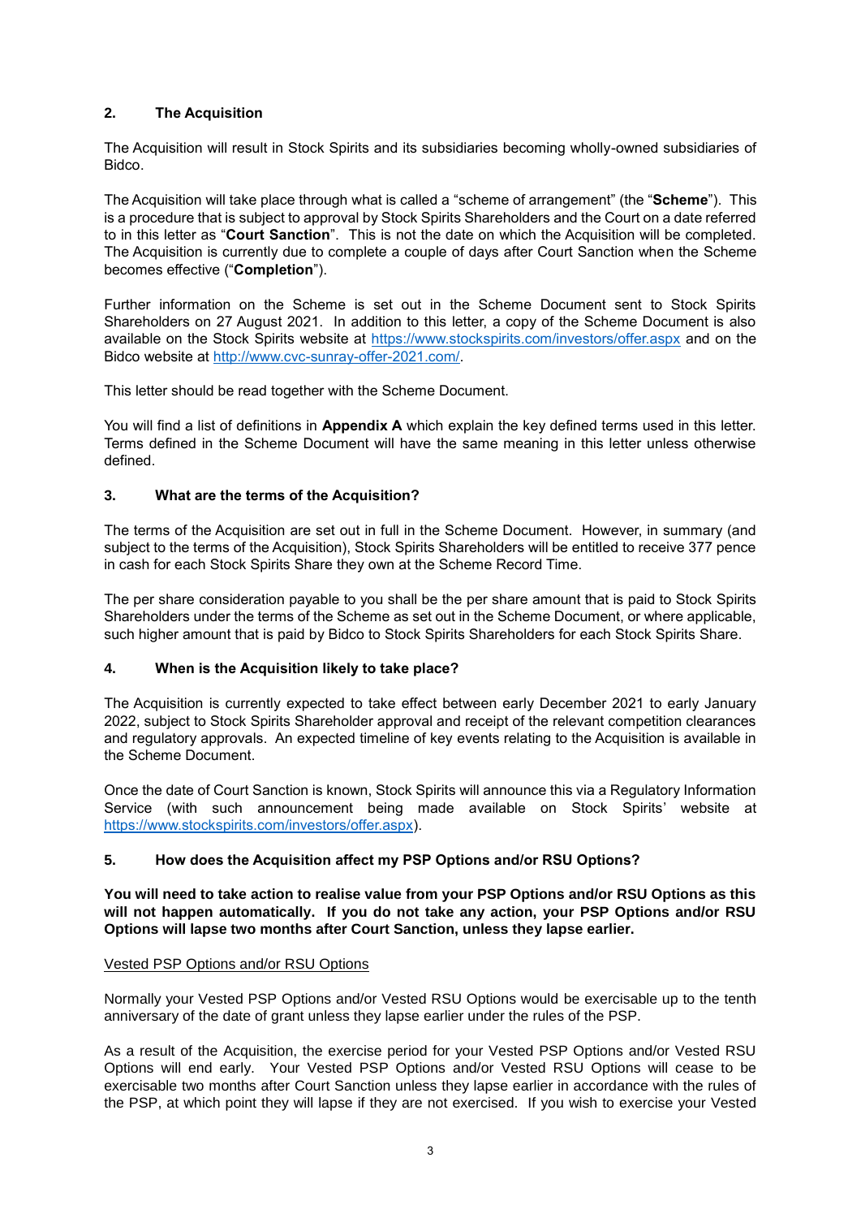## 2. The Acquisition

The Acquisition will result in Stock Spirits and its subsidiaries becoming wholly-owned subsidiaries of Bidco.

The Acquisition will take place through what is called a "scheme of arrangement" (the "**Scheme**"). This is a procedure that is subject to approval by Stock Spirits Shareholders and the Court on a date referred to in this letter as "**Court Sanction**". This is not the date on which the Acquisition will be completed. The Acquisition is currently due to complete a couple of days after Court Sanction when the Scheme becomes effective ("**Completion**").

Further information on the Scheme is set out in the Scheme Document sent to Stock Spirits Shareholders on 27 August 2021. In addition to this letter, a copy of the Scheme Document is also available on the Stock Spirits website at https://www.stockspirits.com/investors/offer.aspx and on the Bidco website at http://www.cvc-sunray-offer-2021.com/.

This letter should be read together with the Scheme Document.

You will find a list of definitions in **Appendix A** which explain the key defined terms used in this letter. Terms defined in the Scheme Document will have the same meaning in this letter unless otherwise defined.

## 3. What are the terms of the Acquisition?

The terms of the Acquisition are set out in full in the Scheme Document. However, in summary (and subject to the terms of the Acquisition), Stock Spirits Shareholders will be entitled to receive 377 pence in cash for each Stock Spirits Share they own at the Scheme Record Time.

The per share consideration payable to you shall be the per share amount that is paid to Stock Spirits Shareholders under the terms of the Scheme as set out in the Scheme Document, or where applicable, such higher amount that is paid by Bidco to Stock Spirits Shareholders for each Stock Spirits Share.

## 4. When is the Acquisition likely to take place?

The Acquisition is currently expected to take effect between early December 2021 to early January 2022, subject to Stock Spirits Shareholder approval and receipt of the relevant competition clearances and regulatory approvals. An expected timeline of key events relating to the Acquisition is available in the Scheme Document.

Once the date of Court Sanction is known, Stock Spirits will announce this via a Regulatory Information Service (with such announcement being made available on Stock Spirits' website at https://www.stockspirits.com/investors/offer.aspx).

## 5. How does the Acquisition affect my PSP Options and/or RSU Options?

**You will need to take action to realise value from your PSP Options and/or RSU Options as this will not happen automatically. If you do not take any action, your PSP Options and/or RSU Options will lapse two months after Court Sanction, unless they lapse earlier.**

Vested PSP Options and/or RSU Options

Normally your Vested PSP Options and/or Vested RSU Options would be exercisable up to the tenth anniversary of the date of grant unless they lapse earlier under the rules of the PSP.

As a result of the Acquisition, the exercise period for your Vested PSP Options and/or Vested RSU Options will end early. Your Vested PSP Options and/or Vested RSU Options will cease to be exercisable two months after Court Sanction unless they lapse earlier in accordance with the rules of the PSP, at which point they will lapse if they are not exercised. If you wish to exercise your Vested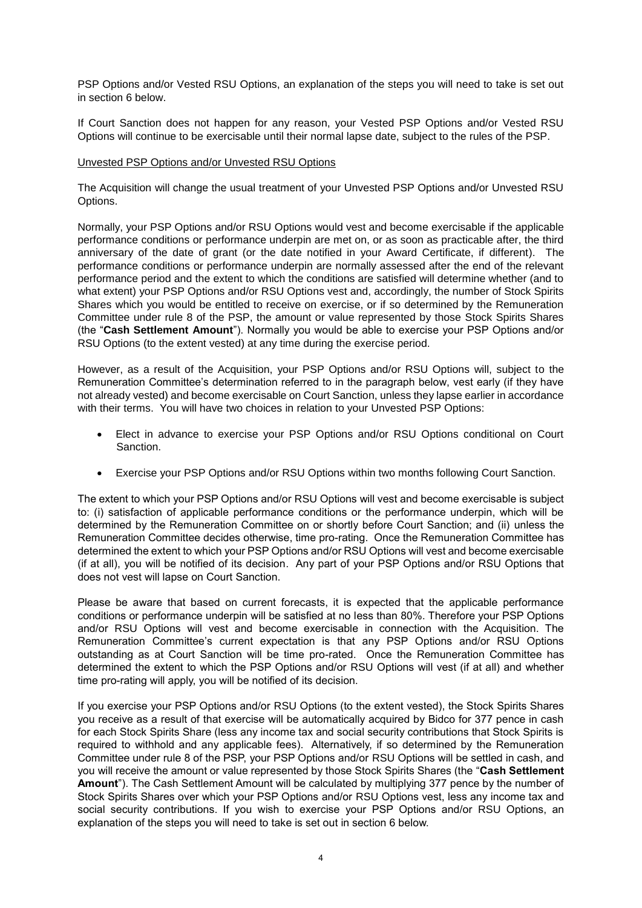PSP Options and/or Vested RSU Options, an explanation of the steps you will need to take is set out in section 6 below.

If Court Sanction does not happen for any reason, your Vested PSP Options and/or Vested RSU Options will continue to be exercisable until their normal lapse date, subject to the rules of the PSP.

Unvested PSP Options and/or Unvested RSU Options

The Acquisition will change the usual treatment of your Unvested PSP Options and/or Unvested RSU Options.

Normally, your PSP Options and/or RSU Options would vest and become exercisable if the applicable performance conditions or performance underpin are met on, or as soon as practicable after, the third anniversary of the date of grant (or the date notified in your Award Certificate, if different). The performance conditions or performance underpin are normally assessed after the end of the relevant performance period and the extent to which the conditions are satisfied will determine whether (and to what extent) your PSP Options and/or RSU Options vest and, accordingly, the number of Stock Spirits Shares which you would be entitled to receive on exercise, or if so determined by the Remuneration Committee under rule 8 of the PSP, the amount or value represented by those Stock Spirits Shares (the "**Cash Settlement Amount**"). Normally you would be able to exercise your PSP Options and/or RSU Options (to the extent vested) at any time during the exercise period.

However, as a result of the Acquisition, your PSP Options and/or RSU Options will, subject to the Remuneration Committee's determination referred to in the paragraph below, vest early (if they have not already vested) and become exercisable on Court Sanction, unless they lapse earlier in accordance with their terms. You will have two choices in relation to your Unvested PSP Options:

- Elect in advance to exercise your PSP Options and/or RSU Options conditional on Court Sanction.
- Exercise your PSP Options and/or RSU Options within two months following Court Sanction.

The extent to which your PSP Options and/or RSU Options will vest and become exercisable is subject to: (i) satisfaction of applicable performance conditions or the performance underpin, which will be determined by the Remuneration Committee on or shortly before Court Sanction; and (ii) unless the Remuneration Committee decides otherwise, time pro-rating. Once the Remuneration Committee has determined the extent to which your PSP Options and/or RSU Options will vest and become exercisable (if at all), you will be notified of its decision. Any part of your PSP Options and/or RSU Options that does not vest will lapse on Court Sanction.

Please be aware that based on current forecasts, it is expected that the applicable performance conditions or performance underpin will be satisfied at no less than 80%. Therefore your PSP Options and/or RSU Options will vest and become exercisable in connection with the Acquisition. The Remuneration Committee's current expectation is that any PSP Options and/or RSU Options outstanding as at Court Sanction will be time pro-rated. Once the Remuneration Committee has determined the extent to which the PSP Options and/or RSU Options will vest (if at all) and whether time pro-rating will apply, you will be notified of its decision.

If you exercise your PSP Options and/or RSU Options (to the extent vested), the Stock Spirits Shares you receive as a result of that exercise will be automatically acquired by Bidco for 377 pence in cash for each Stock Spirits Share (less any income tax and social security contributions that Stock Spirits is required to withhold and any applicable fees). Alternatively, if so determined by the Remuneration Committee under rule 8 of the PSP, your PSP Options and/or RSU Options will be settled in cash, and you will receive the amount or value represented by those Stock Spirits Shares (the "**Cash Settlement Amount**"). The Cash Settlement Amount will be calculated by multiplying 377 pence by the number of Stock Spirits Shares over which your PSP Options and/or RSU Options vest, less any income tax and social security contributions. If you wish to exercise your PSP Options and/or RSU Options, an explanation of the steps you will need to take is set out in section 6 below.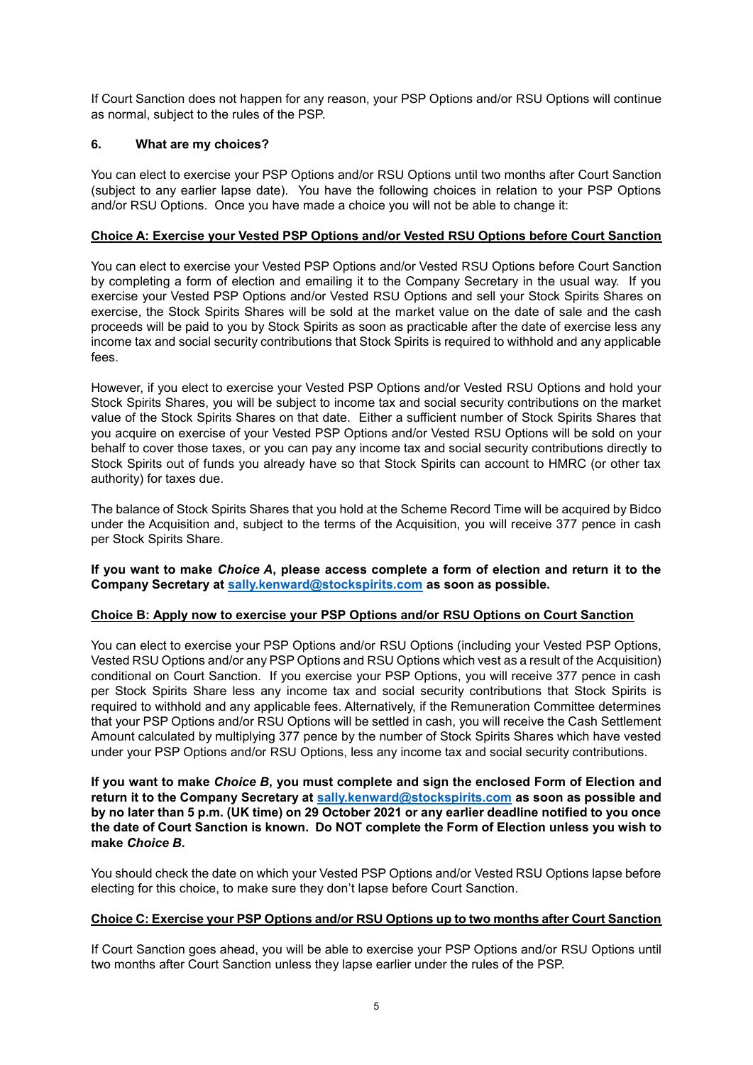If Court Sanction does not happen for any reason, your PSP Options and/or RSU Options will continue as normal, subject to the rules of the PSP.

### 6. What are my choices?

You can elect to exercise your PSP Options and/or RSU Options until two months after Court Sanction (subject to any earlier lapse date). You have the following choices in relation to your PSP Options and/or RSU Options. Once you have made a choice you will not be able to change it:

**Choice A: Exercise your Vested PSP Options and/or Vested RSU Options before Court Sanction**

You can elect to exercise your Vested PSP Options and/or Vested RSU Options before Court Sanction by completing a form of election and emailing it to the Company Secretary in the usual way. If you exercise your Vested PSP Options and/or Vested RSU Options and sell your Stock Spirits Shares on exercise, the Stock Spirits Shares will be sold at the market value on the date of sale and the cash proceeds will be paid to you by Stock Spirits as soon as practicable after the date of exercise less any income tax and social security contributions that Stock Spirits is required to withhold and any applicable fees.

However, if you elect to exercise your Vested PSP Options and/or Vested RSU Options and hold your Stock Spirits Shares, you will be subject to income tax and social security contributions on the market value of the Stock Spirits Shares on that date. Either a sufficient number of Stock Spirits Shares that you acquire on exercise of your Vested PSP Options and/or Vested RSU Options will be sold on your behalf to cover those taxes, or you can pay any income tax and social security contributions directly to Stock Spirits out of funds you already have so that Stock Spirits can account to HMRC (or other tax authority) for taxes due.

The balance of Stock Spirits Shares that you hold at the Scheme Record Time will be acquired by Bidco under the Acquisition and, subject to the terms of the Acquisition, you will receive 377 pence in cash per Stock Spirits Share.

**If you want to make *Choice A*, please access complete a form of election and return it to the Company Secretary at sally.kenward@stockspirits.com as soon as possible.**

**Choice B: Apply now to exercise your PSP Options and/or RSU Options on Court Sanction**

You can elect to exercise your PSP Options and/or RSU Options (including your Vested PSP Options, Vested RSU Options and/or any PSP Options and RSU Options which vest as a result of the Acquisition) conditional on Court Sanction. If you exercise your PSP Options, you will receive 377 pence in cash per Stock Spirits Share less any income tax and social security contributions that Stock Spirits is required to withhold and any applicable fees. Alternatively, if the Remuneration Committee determines that your PSP Options and/or RSU Options will be settled in cash, you will receive the Cash Settlement Amount calculated by multiplying 377 pence by the number of Stock Spirits Shares which have vested under your PSP Options and/or RSU Options, less any income tax and social security contributions.

**If you want to make *Choice B*, you must complete and sign the enclosed Form of Election and return it to the Company Secretary at sally.kenward@stockspirits.com as soon as possible and by no later than 5 p.m. (UK time) on 29 October 2021 or any earlier deadline notified to you once the date of Court Sanction is known. Do NOT complete the Form of Election unless you wish to make *Choice B*.**

You should check the date on which your Vested PSP Options and/or Vested RSU Options lapse before electing for this choice, to make sure they don't lapse before Court Sanction.

**Choice C: Exercise your PSP Options and/or RSU Options up to two months after Court Sanction**

If Court Sanction goes ahead, you will be able to exercise your PSP Options and/or RSU Options until two months after Court Sanction unless they lapse earlier under the rules of the PSP.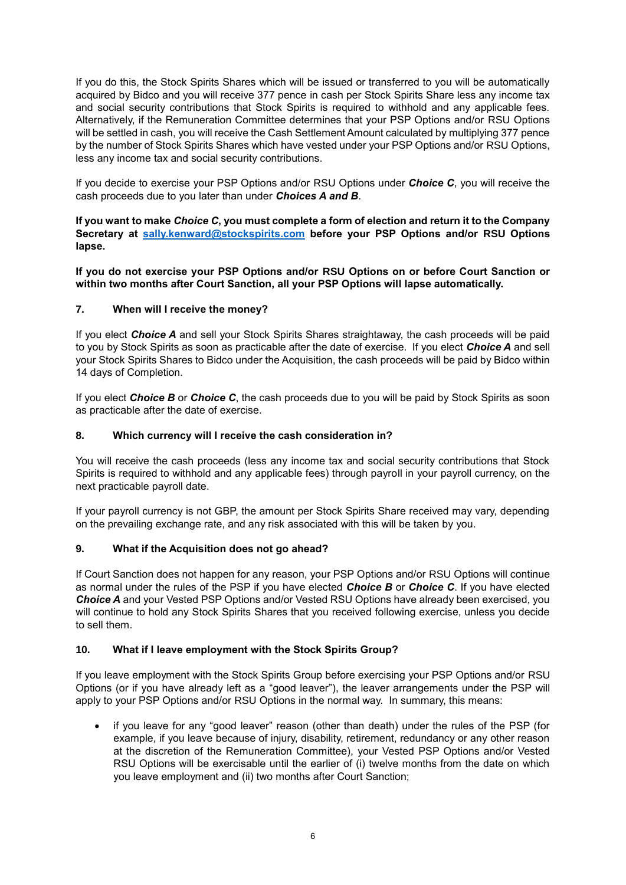If you do this, the Stock Spirits Shares which will be issued or transferred to you will be automatically acquired by Bidco and you will receive 377 pence in cash per Stock Spirits Share less any income tax and social security contributions that Stock Spirits is required to withhold and any applicable fees. Alternatively, if the Remuneration Committee determines that your PSP Options and/or RSU Options will be settled in cash, you will receive the Cash Settlement Amount calculated by multiplying 377 pence by the number of Stock Spirits Shares which have vested under your PSP Options and/or RSU Options, less any income tax and social security contributions.

If you decide to exercise your PSP Options and/or RSU Options under ***Choice C***, you will receive the cash proceeds due to you later than under ***Choices A and B***.

**If you want to make *Choice C*, you must complete a form of election and return it to the Company Secretary at sally.kenward@stockspirits.com before your PSP Options and/or RSU Options lapse.**

**If you do not exercise your PSP Options and/or RSU Options on or before Court Sanction or within two months after Court Sanction, all your PSP Options will lapse automatically.**

### 7. When will I receive the money?

If you elect ***Choice A*** and sell your Stock Spirits Shares straightaway, the cash proceeds will be paid to you by Stock Spirits as soon as practicable after the date of exercise. If you elect ***Choice A*** and sell your Stock Spirits Shares to Bidco under the Acquisition, the cash proceeds will be paid by Bidco within 14 days of Completion.

If you elect ***Choice B*** or ***Choice C***, the cash proceeds due to you will be paid by Stock Spirits as soon as practicable after the date of exercise.

### 8. Which currency will I receive the cash consideration in?

You will receive the cash proceeds (less any income tax and social security contributions that Stock Spirits is required to withhold and any applicable fees) through payroll in your payroll currency, on the next practicable payroll date.

If your payroll currency is not GBP, the amount per Stock Spirits Share received may vary, depending on the prevailing exchange rate, and any risk associated with this will be taken by you.

### 9. What if the Acquisition does not go ahead?

If Court Sanction does not happen for any reason, your PSP Options and/or RSU Options will continue as normal under the rules of the PSP if you have elected ***Choice B*** or ***Choice C***. If you have elected ***Choice A*** and your Vested PSP Options and/or Vested RSU Options have already been exercised, you will continue to hold any Stock Spirits Shares that you received following exercise, unless you decide to sell them.

### 10. What if I leave employment with the Stock Spirits Group?

If you leave employment with the Stock Spirits Group before exercising your PSP Options and/or RSU Options (or if you have already left as a "good leaver"), the leaver arrangements under the PSP will apply to your PSP Options and/or RSU Options in the normal way. In summary, this means:

- if you leave for any "good leaver" reason (other than death) under the rules of the PSP (for example, if you leave because of injury, disability, retirement, redundancy or any other reason at the discretion of the Remuneration Committee), your Vested PSP Options and/or Vested RSU Options will be exercisable until the earlier of (i) twelve months from the date on which you leave employment and (ii) two months after Court Sanction;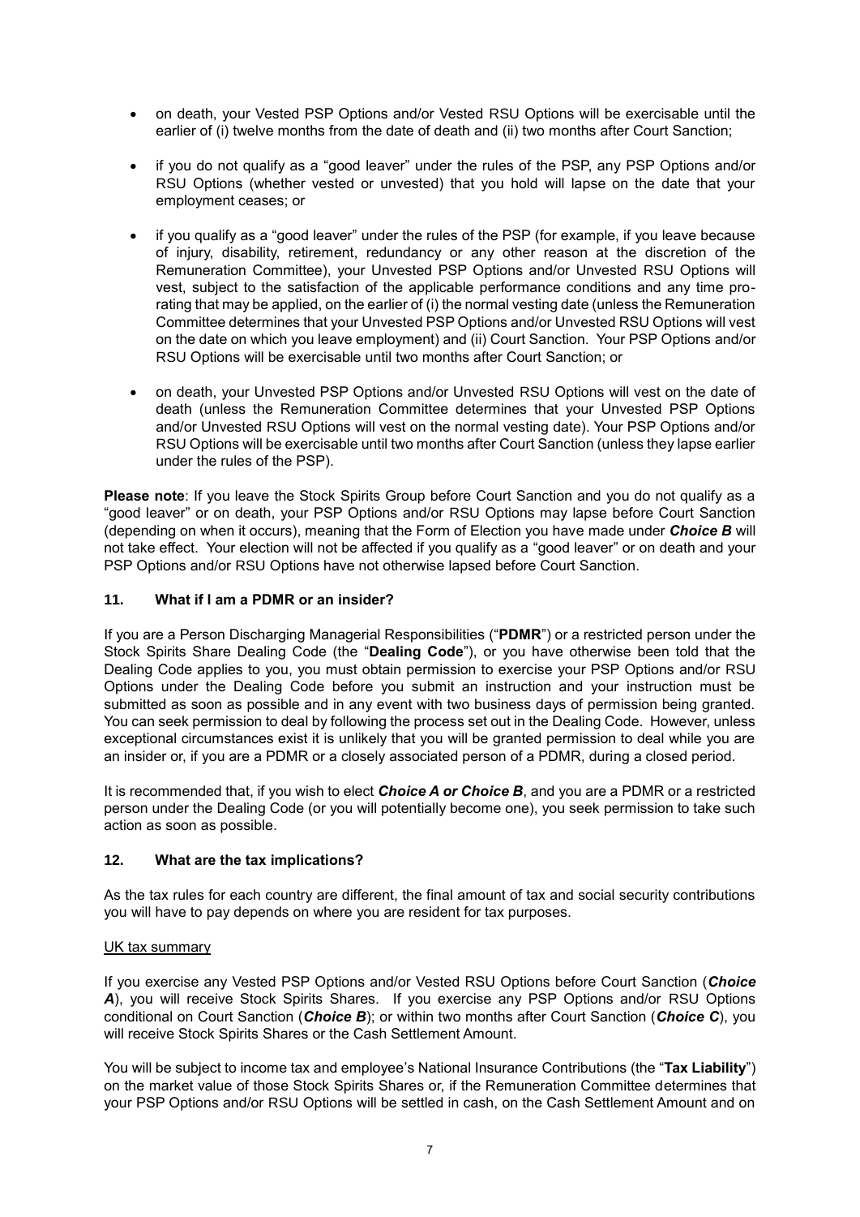- on death, your Vested PSP Options and/or Vested RSU Options will be exercisable until the earlier of (i) twelve months from the date of death and (ii) two months after Court Sanction;
- if you do not qualify as a "good leaver" under the rules of the PSP, any PSP Options and/or RSU Options (whether vested or unvested) that you hold will lapse on the date that your employment ceases; or
- if you qualify as a "good leaver" under the rules of the PSP (for example, if you leave because of injury, disability, retirement, redundancy or any other reason at the discretion of the Remuneration Committee), your Unvested PSP Options and/or Unvested RSU Options will vest, subject to the satisfaction of the applicable performance conditions and any time pro-rating that may be applied, on the earlier of (i) the normal vesting date (unless the Remuneration Committee determines that your Unvested PSP Options and/or Unvested RSU Options will vest on the date on which you leave employment) and (ii) Court Sanction. Your PSP Options and/or RSU Options will be exercisable until two months after Court Sanction; or
- on death, your Unvested PSP Options and/or Unvested RSU Options will vest on the date of death (unless the Remuneration Committee determines that your Unvested PSP Options and/or Unvested RSU Options will vest on the normal vesting date). Your PSP Options and/or RSU Options will be exercisable until two months after Court Sanction (unless they lapse earlier under the rules of the PSP).

**Please note**: If you leave the Stock Spirits Group before Court Sanction and you do not qualify as a "good leaver" or on death, your PSP Options and/or RSU Options may lapse before Court Sanction (depending on when it occurs), meaning that the Form of Election you have made under ***Choice B*** will not take effect. Your election will not be affected if you qualify as a "good leaver" or on death and your PSP Options and/or RSU Options have not otherwise lapsed before Court Sanction.

## 11. What if I am a PDMR or an insider?

If you are a Person Discharging Managerial Responsibilities ("**PDMR**") or a restricted person under the Stock Spirits Share Dealing Code (the "**Dealing Code**"), or you have otherwise been told that the Dealing Code applies to you, you must obtain permission to exercise your PSP Options and/or RSU Options under the Dealing Code before you submit an instruction and your instruction must be submitted as soon as possible and in any event with two business days of permission being granted. You can seek permission to deal by following the process set out in the Dealing Code. However, unless exceptional circumstances exist it is unlikely that you will be granted permission to deal while you are an insider or, if you are a PDMR or a closely associated person of a PDMR, during a closed period.

It is recommended that, if you wish to elect ***Choice A or Choice B***, and you are a PDMR or a restricted person under the Dealing Code (or you will potentially become one), you seek permission to take such action as soon as possible.

## 12. What are the tax implications?

As the tax rules for each country are different, the final amount of tax and social security contributions you will have to pay depends on where you are resident for tax purposes.

UK tax summary

If you exercise any Vested PSP Options and/or Vested RSU Options before Court Sanction (***Choice A***), you will receive Stock Spirits Shares. If you exercise any PSP Options and/or RSU Options conditional on Court Sanction (***Choice B***); or within two months after Court Sanction (***Choice C***), you will receive Stock Spirits Shares or the Cash Settlement Amount.

You will be subject to income tax and employee's National Insurance Contributions (the "**Tax Liability**") on the market value of those Stock Spirits Shares or, if the Remuneration Committee determines that your PSP Options and/or RSU Options will be settled in cash, on the Cash Settlement Amount and on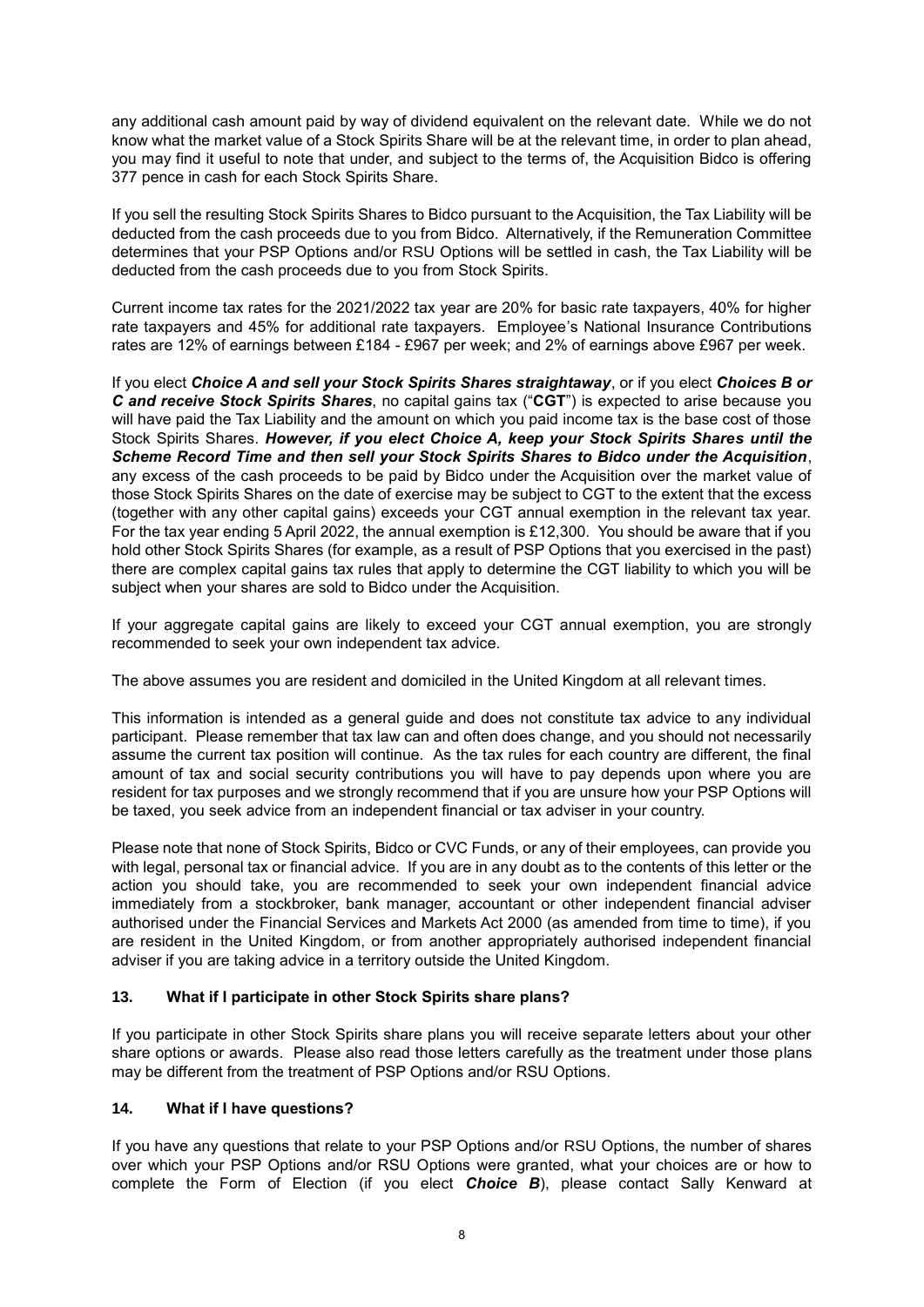any additional cash amount paid by way of dividend equivalent on the relevant date. While we do not know what the market value of a Stock Spirits Share will be at the relevant time, in order to plan ahead, you may find it useful to note that under, and subject to the terms of, the Acquisition Bidco is offering 377 pence in cash for each Stock Spirits Share.

If you sell the resulting Stock Spirits Shares to Bidco pursuant to the Acquisition, the Tax Liability will be deducted from the cash proceeds due to you from Bidco. Alternatively, if the Remuneration Committee determines that your PSP Options and/or RSU Options will be settled in cash, the Tax Liability will be deducted from the cash proceeds due to you from Stock Spirits.

Current income tax rates for the 2021/2022 tax year are 20% for basic rate taxpayers, 40% for higher rate taxpayers and 45% for additional rate taxpayers. Employee's National Insurance Contributions rates are 12% of earnings between £184 - £967 per week; and 2% of earnings above £967 per week.

If you elect ***Choice A and sell your Stock Spirits Shares straightaway***, or if you elect ***Choices B or C and receive Stock Spirits Shares***, no capital gains tax ("**CGT**") is expected to arise because you will have paid the Tax Liability and the amount on which you paid income tax is the base cost of those Stock Spirits Shares. ***However, if you elect Choice A, keep your Stock Spirits Shares until the Scheme Record Time and then sell your Stock Spirits Shares to Bidco under the Acquisition***, any excess of the cash proceeds to be paid by Bidco under the Acquisition over the market value of those Stock Spirits Shares on the date of exercise may be subject to CGT to the extent that the excess (together with any other capital gains) exceeds your CGT annual exemption in the relevant tax year. For the tax year ending 5 April 2022, the annual exemption is £12,300. You should be aware that if you hold other Stock Spirits Shares (for example, as a result of PSP Options that you exercised in the past) there are complex capital gains tax rules that apply to determine the CGT liability to which you will be subject when your shares are sold to Bidco under the Acquisition.

If your aggregate capital gains are likely to exceed your CGT annual exemption, you are strongly recommended to seek your own independent tax advice.

The above assumes you are resident and domiciled in the United Kingdom at all relevant times.

This information is intended as a general guide and does not constitute tax advice to any individual participant. Please remember that tax law can and often does change, and you should not necessarily assume the current tax position will continue. As the tax rules for each country are different, the final amount of tax and social security contributions you will have to pay depends upon where you are resident for tax purposes and we strongly recommend that if you are unsure how your PSP Options will be taxed, you seek advice from an independent financial or tax adviser in your country.

Please note that none of Stock Spirits, Bidco or CVC Funds, or any of their employees, can provide you with legal, personal tax or financial advice. If you are in any doubt as to the contents of this letter or the action you should take, you are recommended to seek your own independent financial advice immediately from a stockbroker, bank manager, accountant or other independent financial adviser authorised under the Financial Services and Markets Act 2000 (as amended from time to time), if you are resident in the United Kingdom, or from another appropriately authorised independent financial adviser if you are taking advice in a territory outside the United Kingdom.

## 13. What if I participate in other Stock Spirits share plans?

If you participate in other Stock Spirits share plans you will receive separate letters about your other share options or awards. Please also read those letters carefully as the treatment under those plans may be different from the treatment of PSP Options and/or RSU Options.

## 14. What if I have questions?

If you have any questions that relate to your PSP Options and/or RSU Options, the number of shares over which your PSP Options and/or RSU Options were granted, what your choices are or how to complete the Form of Election (if you elect ***Choice B***), please contact Sally Kenward at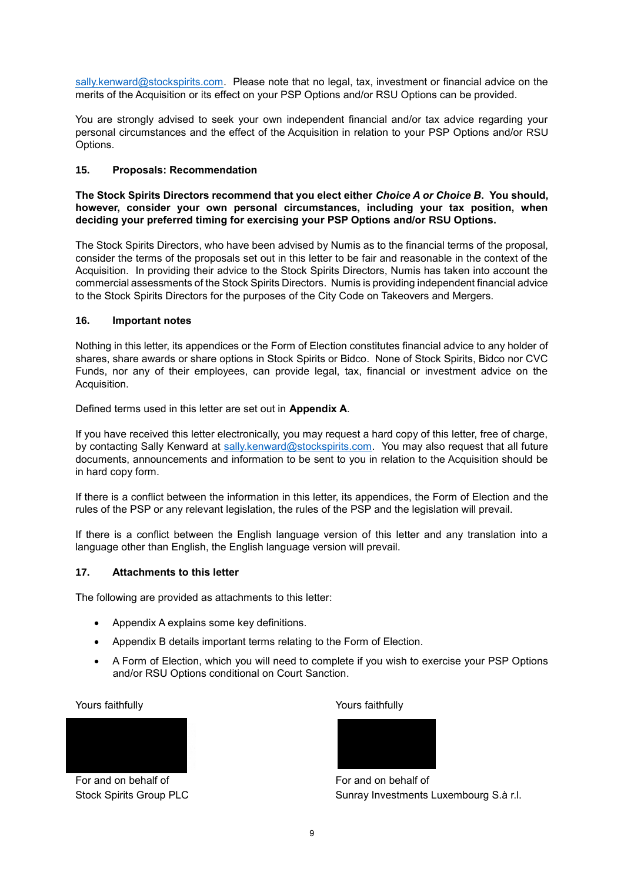sally.kenward@stockspirits.com. Please note that no legal, tax, investment or financial advice on the merits of the Acquisition or its effect on your PSP Options and/or RSU Options can be provided.

You are strongly advised to seek your own independent financial and/or tax advice regarding your personal circumstances and the effect of the Acquisition in relation to your PSP Options and/or RSU Options.

### 15. Proposals: Recommendation

**The Stock Spirits Directors recommend that you elect either *Choice A or Choice B*. You should, however, consider your own personal circumstances, including your tax position, when deciding your preferred timing for exercising your PSP Options and/or RSU Options.**

The Stock Spirits Directors, who have been advised by Numis as to the financial terms of the proposal, consider the terms of the proposals set out in this letter to be fair and reasonable in the context of the Acquisition. In providing their advice to the Stock Spirits Directors, Numis has taken into account the commercial assessments of the Stock Spirits Directors. Numis is providing independent financial advice to the Stock Spirits Directors for the purposes of the City Code on Takeovers and Mergers.

### 16. Important notes

Nothing in this letter, its appendices or the Form of Election constitutes financial advice to any holder of shares, share awards or share options in Stock Spirits or Bidco. None of Stock Spirits, Bidco nor CVC Funds, nor any of their employees, can provide legal, tax, financial or investment advice on the Acquisition.

Defined terms used in this letter are set out in **Appendix A**.

If you have received this letter electronically, you may request a hard copy of this letter, free of charge, by contacting Sally Kenward at sally.kenward@stockspirits.com. You may also request that all future documents, announcements and information to be sent to you in relation to the Acquisition should be in hard copy form.

If there is a conflict between the information in this letter, its appendices, the Form of Election and the rules of the PSP or any relevant legislation, the rules of the PSP and the legislation will prevail.

If there is a conflict between the English language version of this letter and any translation into a language other than English, the English language version will prevail.

### 17. Attachments to this letter

The following are provided as attachments to this letter:

- Appendix A explains some key definitions.
- Appendix B details important terms relating to the Form of Election.
- A Form of Election, which you will need to complete if you wish to exercise your PSP Options and/or RSU Options conditional on Court Sanction.

Yours faithfully

For and on behalf of
Stock Spirits Group PLC

Yours faithfully

For and on behalf of
Sunray Investments Luxembourg S.à r.l.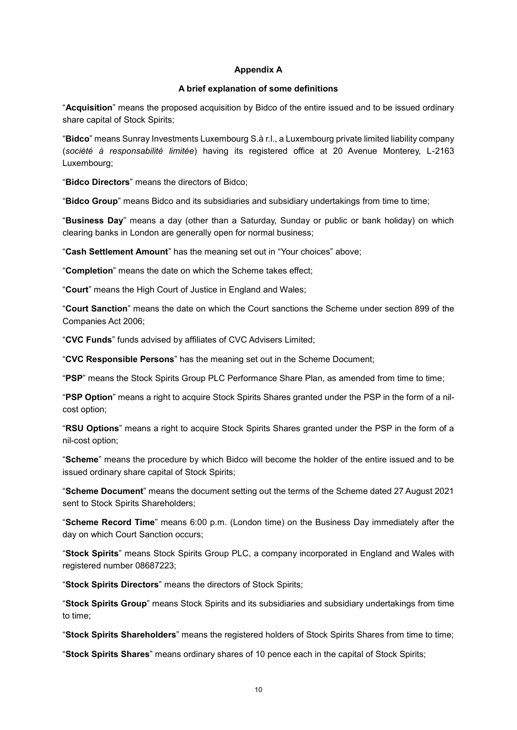**Appendix A**

**A brief explanation of some definitions**

"**Acquisition**" means the proposed acquisition by Bidco of the entire issued and to be issued ordinary share capital of Stock Spirits;

"**Bidco**" means Sunray Investments Luxembourg S.à r.l., a Luxembourg private limited liability company (*société à responsabilité limitée*) having its registered office at 20 Avenue Monterey, L-2163 Luxembourg;

"**Bidco Directors**" means the directors of Bidco;

"**Bidco Group**" means Bidco and its subsidiaries and subsidiary undertakings from time to time;

"**Business Day**" means a day (other than a Saturday, Sunday or public or bank holiday) on which clearing banks in London are generally open for normal business;

"**Cash Settlement Amount**" has the meaning set out in "Your choices" above;

"**Completion**" means the date on which the Scheme takes effect;

"**Court**" means the High Court of Justice in England and Wales;

"**Court Sanction**" means the date on which the Court sanctions the Scheme under section 899 of the Companies Act 2006;

"**CVC Funds**" funds advised by affiliates of CVC Advisers Limited;

"**CVC Responsible Persons**" has the meaning set out in the Scheme Document;

"**PSP**" means the Stock Spirits Group PLC Performance Share Plan, as amended from time to time;

"**PSP Option**" means a right to acquire Stock Spirits Shares granted under the PSP in the form of a nil-cost option;

"**RSU Options**" means a right to acquire Stock Spirits Shares granted under the PSP in the form of a nil-cost option;

"**Scheme**" means the procedure by which Bidco will become the holder of the entire issued and to be issued ordinary share capital of Stock Spirits;

"**Scheme Document**" means the document setting out the terms of the Scheme dated 27 August 2021 sent to Stock Spirits Shareholders;

"**Scheme Record Time**" means 6:00 p.m. (London time) on the Business Day immediately after the day on which Court Sanction occurs;

"**Stock Spirits**" means Stock Spirits Group PLC, a company incorporated in England and Wales with registered number 08687223;

"**Stock Spirits Directors**" means the directors of Stock Spirits;

"**Stock Spirits Group**" means Stock Spirits and its subsidiaries and subsidiary undertakings from time to time;

"**Stock Spirits Shareholders**" means the registered holders of Stock Spirits Shares from time to time;

"**Stock Spirits Shares**" means ordinary shares of 10 pence each in the capital of Stock Spirits;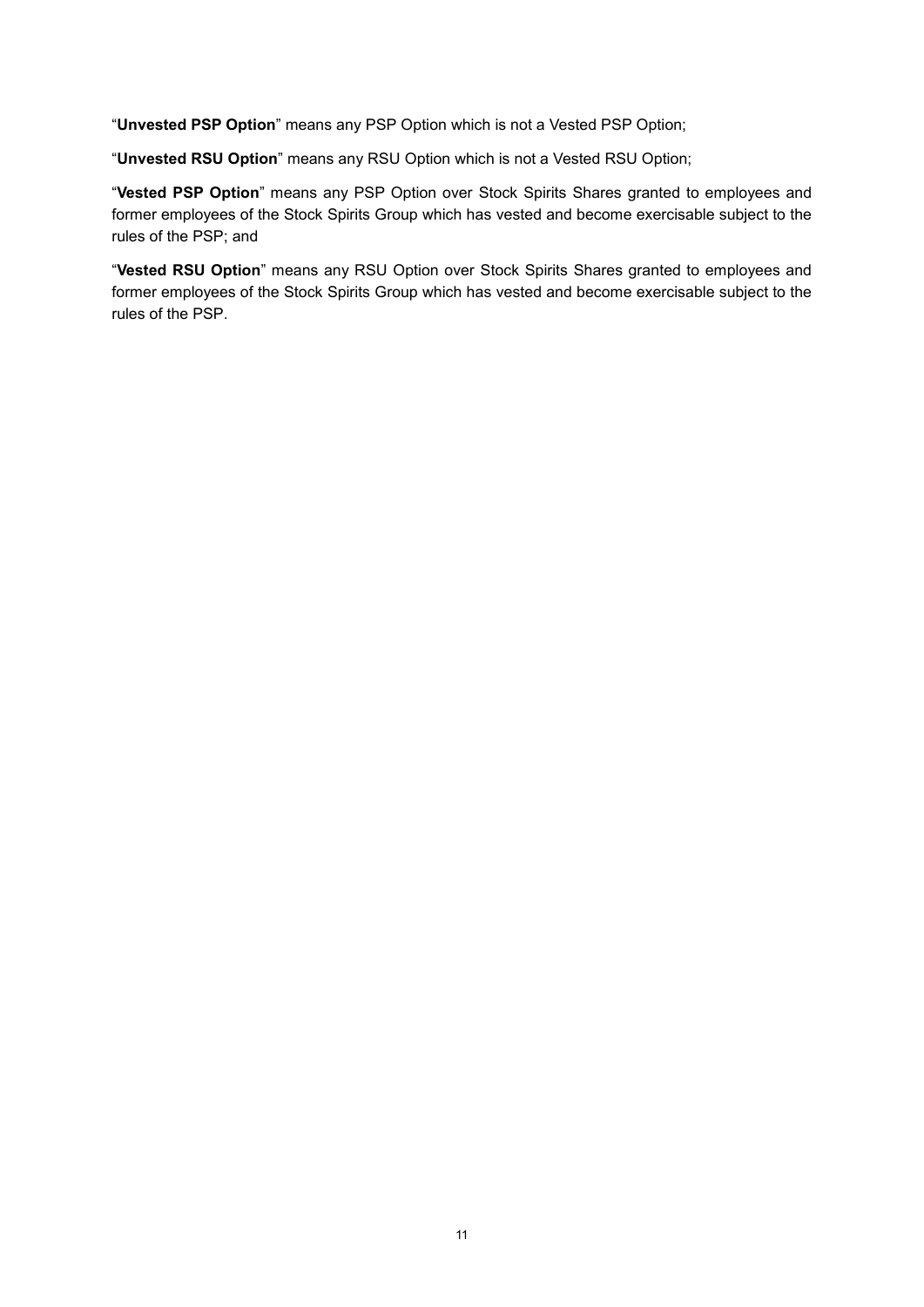"**Unvested PSP Option**" means any PSP Option which is not a Vested PSP Option;

"**Unvested RSU Option**" means any RSU Option which is not a Vested RSU Option;

"**Vested PSP Option**" means any PSP Option over Stock Spirits Shares granted to employees and former employees of the Stock Spirits Group which has vested and become exercisable subject to the rules of the PSP; and

"**Vested RSU Option**" means any RSU Option over Stock Spirits Shares granted to employees and former employees of the Stock Spirits Group which has vested and become exercisable subject to the rules of the PSP.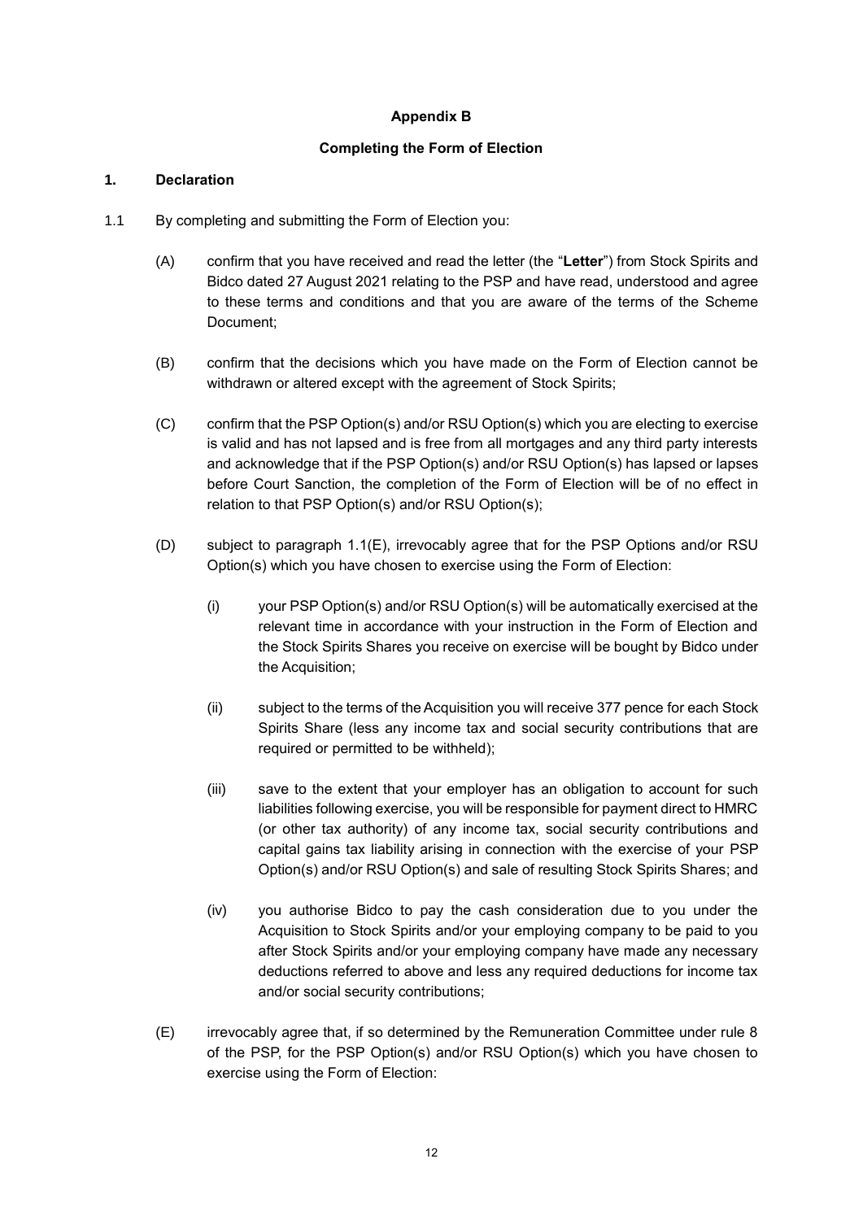**Appendix B**

**Completing the Form of Election**

**1. Declaration**

1.1 By completing and submitting the Form of Election you:

(A) confirm that you have received and read the letter (the "**Letter**") from Stock Spirits and Bidco dated 27 August 2021 relating to the PSP and have read, understood and agree to these terms and conditions and that you are aware of the terms of the Scheme Document;

(B) confirm that the decisions which you have made on the Form of Election cannot be withdrawn or altered except with the agreement of Stock Spirits;

(C) confirm that the PSP Option(s) and/or RSU Option(s) which you are electing to exercise is valid and has not lapsed and is free from all mortgages and any third party interests and acknowledge that if the PSP Option(s) and/or RSU Option(s) has lapsed or lapses before Court Sanction, the completion of the Form of Election will be of no effect in relation to that PSP Option(s) and/or RSU Option(s);

(D) subject to paragraph 1.1(E), irrevocably agree that for the PSP Options and/or RSU Option(s) which you have chosen to exercise using the Form of Election:

(i) your PSP Option(s) and/or RSU Option(s) will be automatically exercised at the relevant time in accordance with your instruction in the Form of Election and the Stock Spirits Shares you receive on exercise will be bought by Bidco under the Acquisition;

(ii) subject to the terms of the Acquisition you will receive 377 pence for each Stock Spirits Share (less any income tax and social security contributions that are required or permitted to be withheld);

(iii) save to the extent that your employer has an obligation to account for such liabilities following exercise, you will be responsible for payment direct to HMRC (or other tax authority) of any income tax, social security contributions and capital gains tax liability arising in connection with the exercise of your PSP Option(s) and/or RSU Option(s) and sale of resulting Stock Spirits Shares; and

(iv) you authorise Bidco to pay the cash consideration due to you under the Acquisition to Stock Spirits and/or your employing company to be paid to you after Stock Spirits and/or your employing company have made any necessary deductions referred to above and less any required deductions for income tax and/or social security contributions;

(E) irrevocably agree that, if so determined by the Remuneration Committee under rule 8 of the PSP, for the PSP Option(s) and/or RSU Option(s) which you have chosen to exercise using the Form of Election: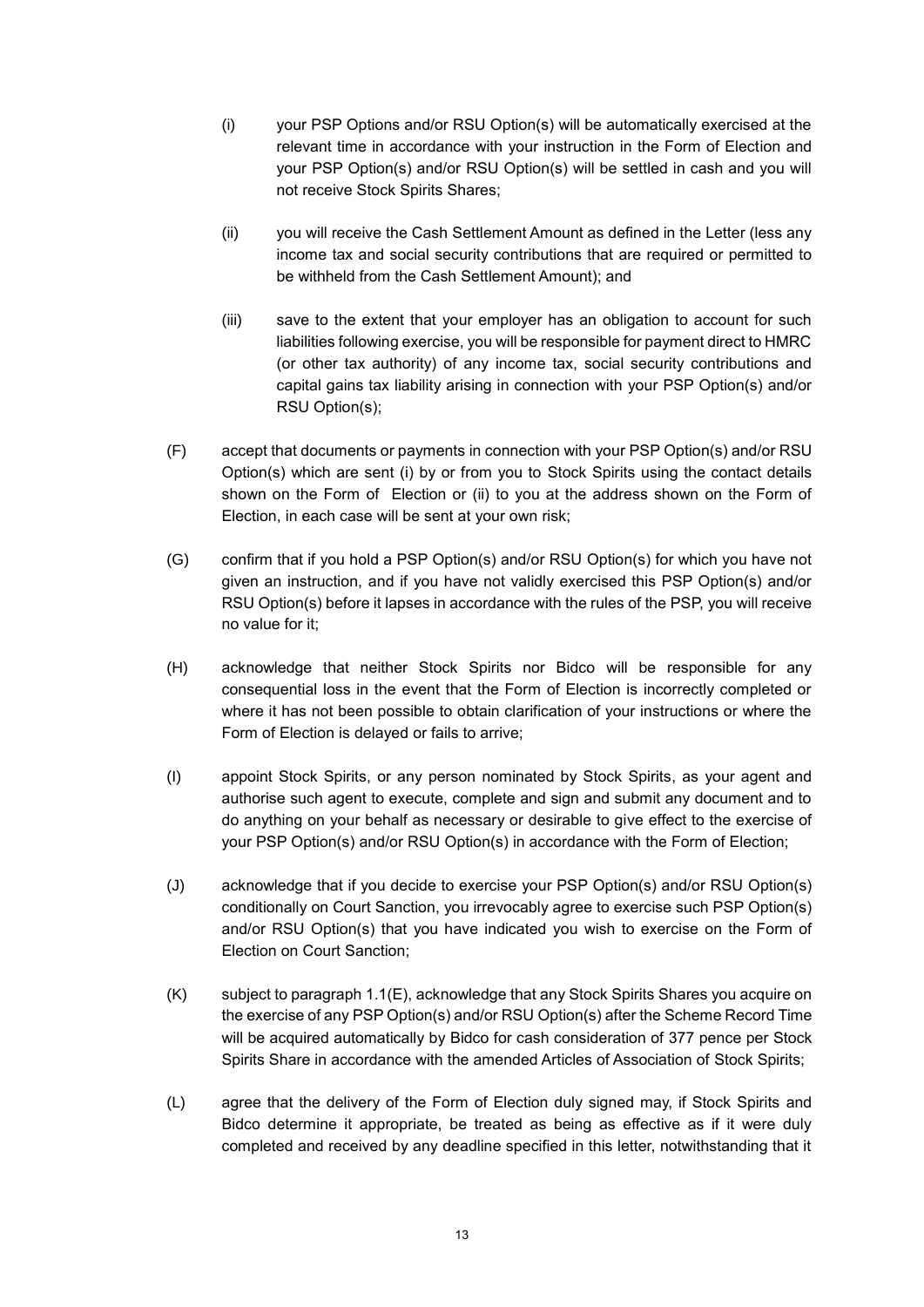(i) your PSP Options and/or RSU Option(s) will be automatically exercised at the relevant time in accordance with your instruction in the Form of Election and your PSP Option(s) and/or RSU Option(s) will be settled in cash and you will not receive Stock Spirits Shares;

(ii) you will receive the Cash Settlement Amount as defined in the Letter (less any income tax and social security contributions that are required or permitted to be withheld from the Cash Settlement Amount); and

(iii) save to the extent that your employer has an obligation to account for such liabilities following exercise, you will be responsible for payment direct to HMRC (or other tax authority) of any income tax, social security contributions and capital gains tax liability arising in connection with your PSP Option(s) and/or RSU Option(s);

(F) accept that documents or payments in connection with your PSP Option(s) and/or RSU Option(s) which are sent (i) by or from you to Stock Spirits using the contact details shown on the Form of Election or (ii) to you at the address shown on the Form of Election, in each case will be sent at your own risk;

(G) confirm that if you hold a PSP Option(s) and/or RSU Option(s) for which you have not given an instruction, and if you have not validly exercised this PSP Option(s) and/or RSU Option(s) before it lapses in accordance with the rules of the PSP, you will receive no value for it;

(H) acknowledge that neither Stock Spirits nor Bidco will be responsible for any consequential loss in the event that the Form of Election is incorrectly completed or where it has not been possible to obtain clarification of your instructions or where the Form of Election is delayed or fails to arrive;

(I) appoint Stock Spirits, or any person nominated by Stock Spirits, as your agent and authorise such agent to execute, complete and sign and submit any document and to do anything on your behalf as necessary or desirable to give effect to the exercise of your PSP Option(s) and/or RSU Option(s) in accordance with the Form of Election;

(J) acknowledge that if you decide to exercise your PSP Option(s) and/or RSU Option(s) conditionally on Court Sanction, you irrevocably agree to exercise such PSP Option(s) and/or RSU Option(s) that you have indicated you wish to exercise on the Form of Election on Court Sanction;

(K) subject to paragraph 1.1(E), acknowledge that any Stock Spirits Shares you acquire on the exercise of any PSP Option(s) and/or RSU Option(s) after the Scheme Record Time will be acquired automatically by Bidco for cash consideration of 377 pence per Stock Spirits Share in accordance with the amended Articles of Association of Stock Spirits;

(L) agree that the delivery of the Form of Election duly signed may, if Stock Spirits and Bidco determine it appropriate, be treated as being as effective as if it were duly completed and received by any deadline specified in this letter, notwithstanding that it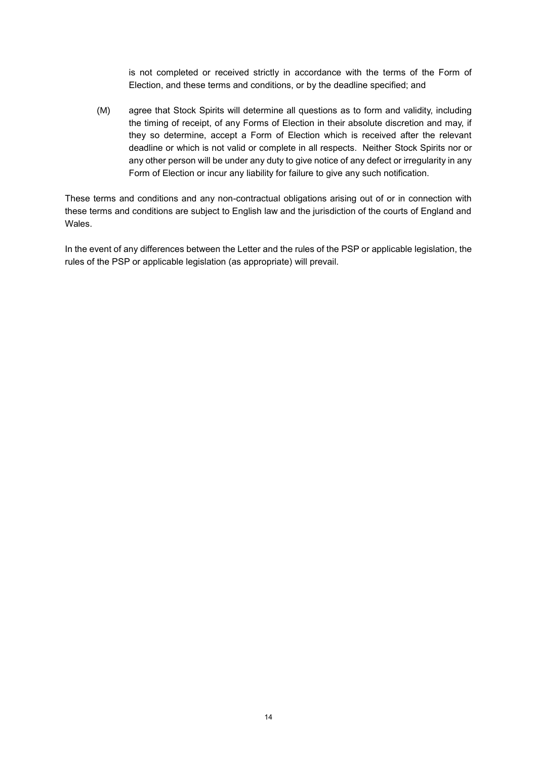is not completed or received strictly in accordance with the terms of the Form of Election, and these terms and conditions, or by the deadline specified; and

(M) agree that Stock Spirits will determine all questions as to form and validity, including the timing of receipt, of any Forms of Election in their absolute discretion and may, if they so determine, accept a Form of Election which is received after the relevant deadline or which is not valid or complete in all respects. Neither Stock Spirits nor or any other person will be under any duty to give notice of any defect or irregularity in any Form of Election or incur any liability for failure to give any such notification.

These terms and conditions and any non-contractual obligations arising out of or in connection with these terms and conditions are subject to English law and the jurisdiction of the courts of England and Wales.

In the event of any differences between the Letter and the rules of the PSP or applicable legislation, the rules of the PSP or applicable legislation (as appropriate) will prevail.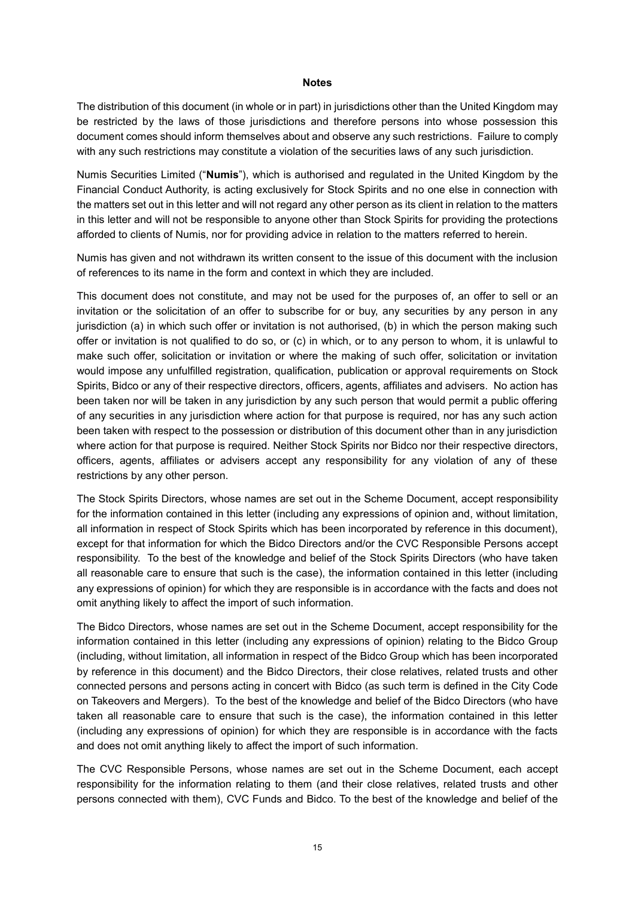## Notes

The distribution of this document (in whole or in part) in jurisdictions other than the United Kingdom may be restricted by the laws of those jurisdictions and therefore persons into whose possession this document comes should inform themselves about and observe any such restrictions. Failure to comply with any such restrictions may constitute a violation of the securities laws of any such jurisdiction.

Numis Securities Limited ("**Numis**"), which is authorised and regulated in the United Kingdom by the Financial Conduct Authority, is acting exclusively for Stock Spirits and no one else in connection with the matters set out in this letter and will not regard any other person as its client in relation to the matters in this letter and will not be responsible to anyone other than Stock Spirits for providing the protections afforded to clients of Numis, nor for providing advice in relation to the matters referred to herein.

Numis has given and not withdrawn its written consent to the issue of this document with the inclusion of references to its name in the form and context in which they are included.

This document does not constitute, and may not be used for the purposes of, an offer to sell or an invitation or the solicitation of an offer to subscribe for or buy, any securities by any person in any jurisdiction (a) in which such offer or invitation is not authorised, (b) in which the person making such offer or invitation is not qualified to do so, or (c) in which, or to any person to whom, it is unlawful to make such offer, solicitation or invitation or where the making of such offer, solicitation or invitation would impose any unfulfilled registration, qualification, publication or approval requirements on Stock Spirits, Bidco or any of their respective directors, officers, agents, affiliates and advisers. No action has been taken nor will be taken in any jurisdiction by any such person that would permit a public offering of any securities in any jurisdiction where action for that purpose is required, nor has any such action been taken with respect to the possession or distribution of this document other than in any jurisdiction where action for that purpose is required. Neither Stock Spirits nor Bidco nor their respective directors, officers, agents, affiliates or advisers accept any responsibility for any violation of any of these restrictions by any other person.

The Stock Spirits Directors, whose names are set out in the Scheme Document, accept responsibility for the information contained in this letter (including any expressions of opinion and, without limitation, all information in respect of Stock Spirits which has been incorporated by reference in this document), except for that information for which the Bidco Directors and/or the CVC Responsible Persons accept responsibility. To the best of the knowledge and belief of the Stock Spirits Directors (who have taken all reasonable care to ensure that such is the case), the information contained in this letter (including any expressions of opinion) for which they are responsible is in accordance with the facts and does not omit anything likely to affect the import of such information.

The Bidco Directors, whose names are set out in the Scheme Document, accept responsibility for the information contained in this letter (including any expressions of opinion) relating to the Bidco Group (including, without limitation, all information in respect of the Bidco Group which has been incorporated by reference in this document) and the Bidco Directors, their close relatives, related trusts and other connected persons and persons acting in concert with Bidco (as such term is defined in the City Code on Takeovers and Mergers). To the best of the knowledge and belief of the Bidco Directors (who have taken all reasonable care to ensure that such is the case), the information contained in this letter (including any expressions of opinion) for which they are responsible is in accordance with the facts and does not omit anything likely to affect the import of such information.

The CVC Responsible Persons, whose names are set out in the Scheme Document, each accept responsibility for the information relating to them (and their close relatives, related trusts and other persons connected with them), CVC Funds and Bidco. To the best of the knowledge and belief of the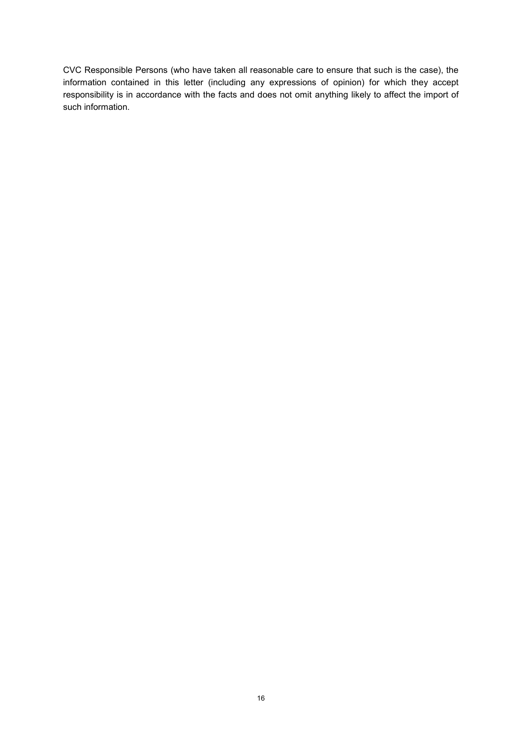CVC Responsible Persons (who have taken all reasonable care to ensure that such is the case), the information contained in this letter (including any expressions of opinion) for which they accept responsibility is in accordance with the facts and does not omit anything likely to affect the import of such information.